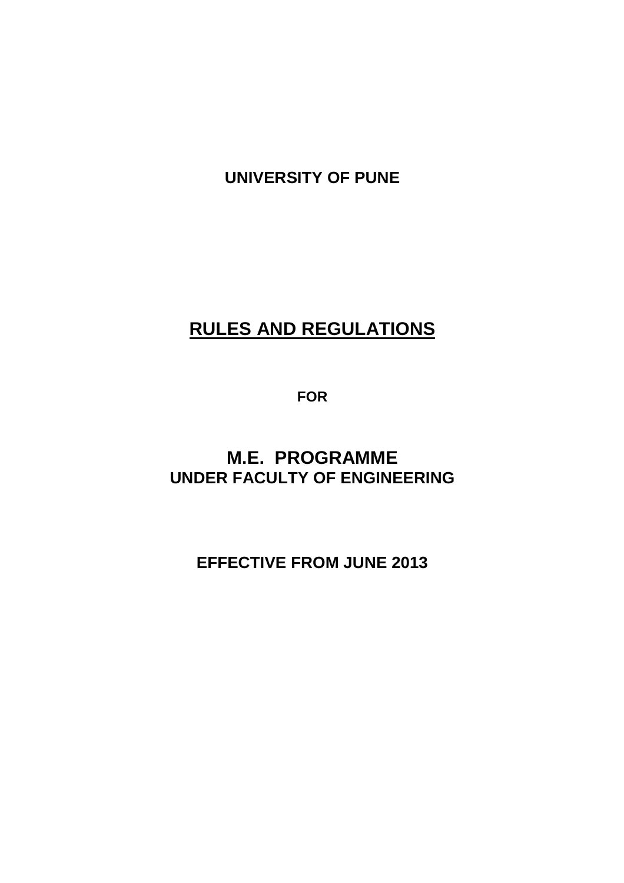**UNIVERSITY OF PUNE**

# RULES AND REGULATIONS

**FOR**

## M.E. PROGRAMME

**UNDER FACULTY OF ENGINEERING**

**EFFECTIVE FROM JUNE 2013**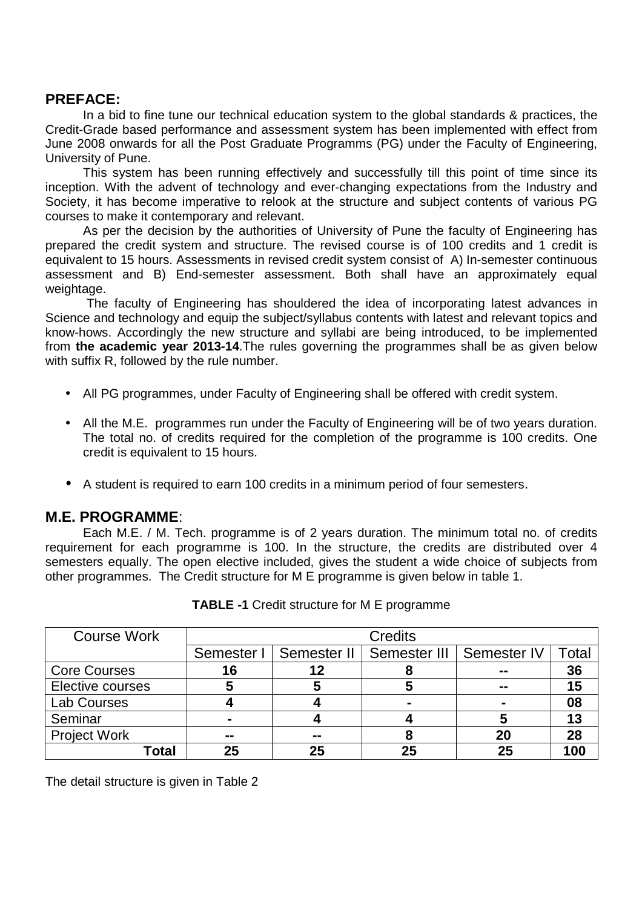## PREFACE:

In a bid to fine tune our technical education system to the global standards & practices, the Credit-Grade based performance and assessment system has been implemented with effect from June 2008 onwards for all the Post Graduate Programms (PG) under the Faculty of Engineering, University of Pune.

This system has been running effectively and successfully till this point of time since its inception. With the advent of technology and ever-changing expectations from the Industry and Society, it has become imperative to relook at the structure and subject contents of various PG courses to make it contemporary and relevant.

As per the decision by the authorities of University of Pune the faculty of Engineering has prepared the credit system and structure. The revised course is of 100 credits and 1 credit is equivalent to 15 hours. Assessments in revised credit system consist of A) In-semester continuous assessment and B) End-semester assessment. Both shall have an approximately equal weightage.

The faculty of Engineering has shouldered the idea of incorporating latest advances in Science and technology and equip the subject/syllabus contents with latest and relevant topics and know-hows. Accordingly the new structure and syllabi are being introduced, to be implemented from **the academic year 2013-14**.The rules governing the programmes shall be as given below with suffix R, followed by the rule number.

- All PG programmes, under Faculty of Engineering shall be offered with credit system.
- All the M.E. programmes run under the Faculty of Engineering will be of two years duration. The total no. of credits required for the completion of the programme is 100 credits. One credit is equivalent to 15 hours.
- A student is required to earn 100 credits in a minimum period of four semesters.

## M.E. PROGRAMME:

Each M.E. / M. Tech. programme is of 2 years duration. The minimum total no. of credits requirement for each programme is 100. In the structure, the credits are distributed over 4 semesters equally. The open elective included, gives the student a wide choice of subjects from other programmes. The Credit structure for M E programme is given below in table 1.

**TABLE -1** Credit structure for M E programme

| Course Work | Credits | | | | |
|---|---|---|---|---|---|
| | Semester I | Semester II | Semester III | Semester IV | Total |
| Core Courses | **16** | **12** | **8** | **--** | **36** |
| Elective courses | **5** | **5** | **5** | **--** | **15** |
| Lab Courses | **4** | **4** | **-** | **-** | **08** |
| Seminar | **-** | **4** | **4** | **5** | **13** |
| Project Work | **--** | **--** | **8** | **20** | **28** |
| **Total** | **25** | **25** | **25** | **25** | **100** |

The detail structure is given in Table 2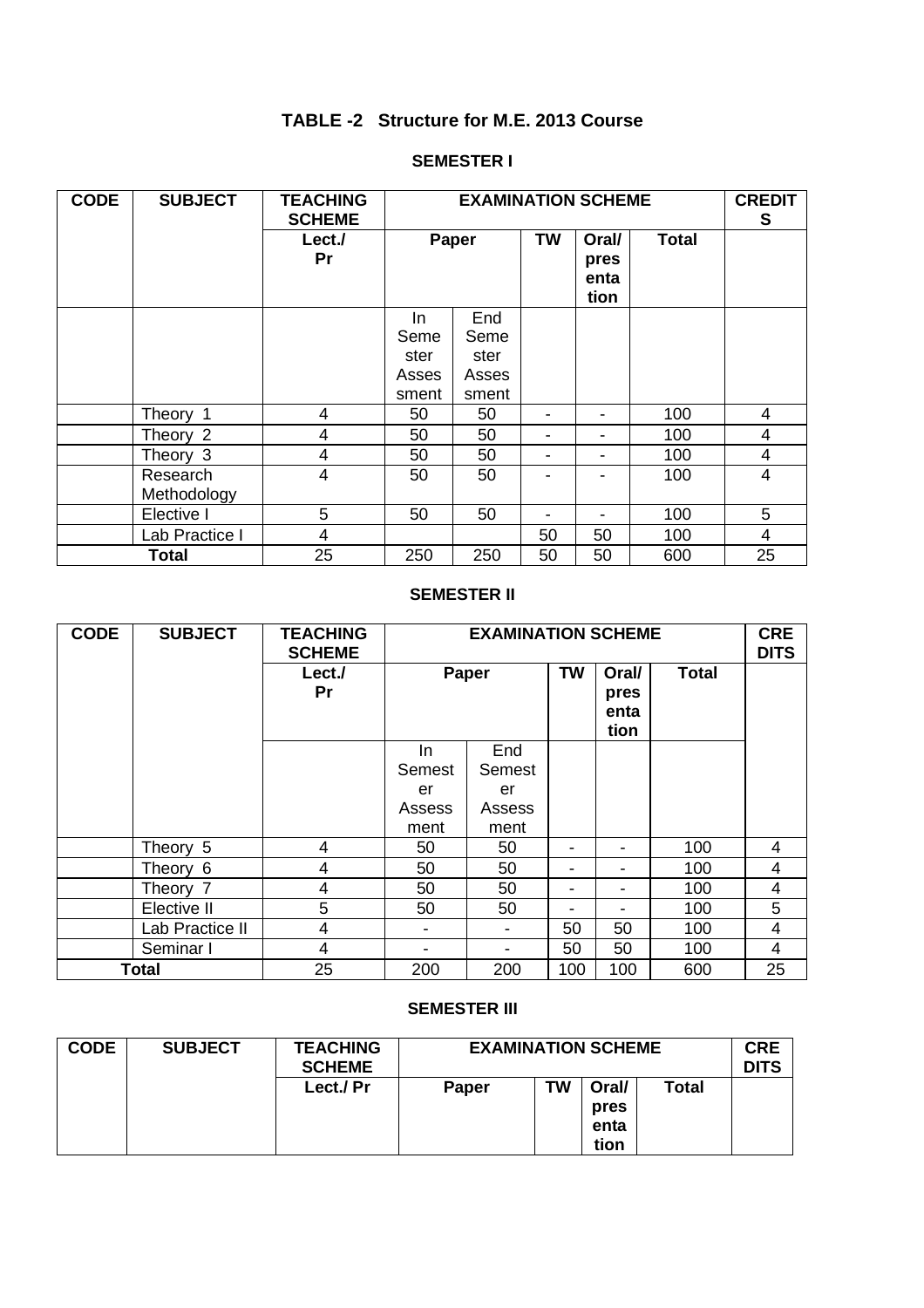## TABLE -2 Structure for M.E. 2013 Course

### SEMESTER I

| CODE | SUBJECT | TEACHING SCHEME | EXAMINATION SCHEME | | | | | CREDITS |
|---|---|---|---|---|---|---|---|---|
| | | Lect./ Pr | Paper | | TW | Oral/ presentation | Total | |
| | | | In Semester Assessment | End Semester Assessment | | | | |
| | Theory 1 | 4 | 50 | 50 | - | - | 100 | 4 |
| | Theory 2 | 4 | 50 | 50 | - | - | 100 | 4 |
| | Theory 3 | 4 | 50 | 50 | - | - | 100 | 4 |
| | Research Methodology | 4 | 50 | 50 | - | - | 100 | 4 |
| | Elective I | 5 | 50 | 50 | - | - | 100 | 5 |
| | Lab Practice I | 4 | | | 50 | 50 | 100 | 4 |
| Total | | 25 | 250 | 250 | 50 | 50 | 600 | 25 |

### SEMESTER II

| CODE | SUBJECT | TEACHING SCHEME | EXAMINATION SCHEME | | | | | CREDITS |
|---|---|---|---|---|---|---|---|---|
| | | Lect./ Pr | Paper | | TW | Oral/ presentation | Total | |
| | | | In Semester Assessment | End Semester Assessment | | | | |
| | Theory 5 | 4 | 50 | 50 | - | - | 100 | 4 |
| | Theory 6 | 4 | 50 | 50 | - | - | 100 | 4 |
| | Theory 7 | 4 | 50 | 50 | - | - | 100 | 4 |
| | Elective II | 5 | 50 | 50 | - | - | 100 | 5 |
| | Lab Practice II | 4 | - | - | 50 | 50 | 100 | 4 |
| | Seminar I | 4 | - | - | 50 | 50 | 100 | 4 |
| Total | | 25 | 200 | 200 | 100 | 100 | 600 | 25 |

### SEMESTER III

| CODE | SUBJECT | TEACHING SCHEME | EXAMINATION SCHEME | | | | CREDITS |
|---|---|---|---|---|---|---|---|
| | | Lect./ Pr | Paper | TW | Oral/ presentation | Total | |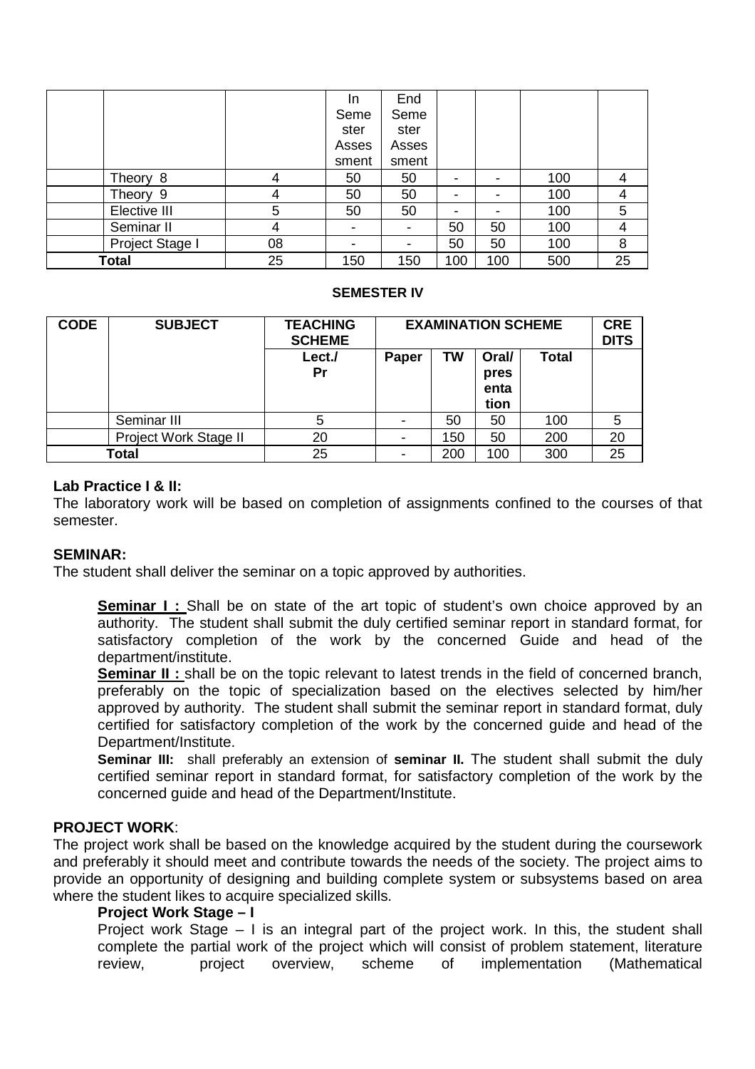| | | | In Semester Assessment | End Semester Assessment | | | | |
|---|---|---|---|---|---|---|---|---|
| | Theory 8 | 4 | 50 | 50 | - | - | 100 | 4 |
| | Theory 9 | 4 | 50 | 50 | - | - | 100 | 4 |
| | Elective III | 5 | 50 | 50 | - | - | 100 | 5 |
| | Seminar II | 4 | - | - | 50 | 50 | 100 | 4 |
| | Project Stage I | 08 | - | - | 50 | 50 | 100 | 8 |
| **Total** | | 25 | 150 | 150 | 100 | 100 | 500 | 25 |

**SEMESTER IV**

| CODE | SUBJECT | TEACHING SCHEME | EXAMINATION SCHEME | | | | CREDITS |
|---|---|---|---|---|---|---|---|
| | | Lect./ Pr | Paper | TW | Oral/ presentation | Total | |
| | Seminar III | 5 | - | 50 | 50 | 100 | 5 |
| | Project Work Stage II | 20 | - | 150 | 50 | 200 | 20 |
| **Total** | | 25 | - | 200 | 100 | 300 | 25 |

**Lab Practice I & II:**

The laboratory work will be based on completion of assignments confined to the courses of that semester.

**SEMINAR:**

The student shall deliver the seminar on a topic approved by authorities.

**Seminar I :** Shall be on state of the art topic of student's own choice approved by an authority. The student shall submit the duly certified seminar report in standard format, for satisfactory completion of the work by the concerned Guide and head of the department/institute.

**Seminar II :** shall be on the topic relevant to latest trends in the field of concerned branch, preferably on the topic of specialization based on the electives selected by him/her approved by authority. The student shall submit the seminar report in standard format, duly certified for satisfactory completion of the work by the concerned guide and head of the Department/Institute.

**Seminar III:** shall preferably an extension of **seminar II.** The student shall submit the duly certified seminar report in standard format, for satisfactory completion of the work by the concerned guide and head of the Department/Institute.

**PROJECT WORK**:

The project work shall be based on the knowledge acquired by the student during the coursework and preferably it should meet and contribute towards the needs of the society. The project aims to provide an opportunity of designing and building complete system or subsystems based on area where the student likes to acquire specialized skills.

**Project Work Stage – I**

Project work Stage – I is an integral part of the project work. In this, the student shall complete the partial work of the project which will consist of problem statement, literature review, project overview, scheme of implementation (Mathematical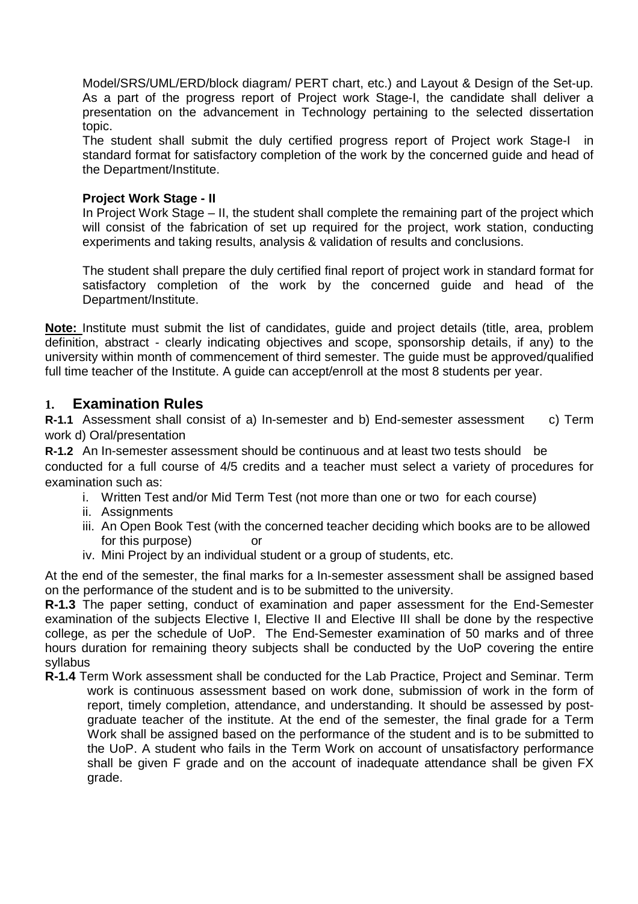Model/SRS/UML/ERD/block diagram/ PERT chart, etc.) and Layout & Design of the Set-up. As a part of the progress report of Project work Stage-I, the candidate shall deliver a presentation on the advancement in Technology pertaining to the selected dissertation topic.

The student shall submit the duly certified progress report of Project work Stage-I in standard format for satisfactory completion of the work by the concerned guide and head of the Department/Institute.

**Project Work Stage - II**

In Project Work Stage – II, the student shall complete the remaining part of the project which will consist of the fabrication of set up required for the project, work station, conducting experiments and taking results, analysis & validation of results and conclusions.

The student shall prepare the duly certified final report of project work in standard format for satisfactory completion of the work by the concerned guide and head of the Department/Institute.

**Note:** Institute must submit the list of candidates, guide and project details (title, area, problem definition, abstract - clearly indicating objectives and scope, sponsorship details, if any) to the university within month of commencement of third semester. The guide must be approved/qualified full time teacher of the Institute. A guide can accept/enroll at the most 8 students per year.

## 1. Examination Rules

**R-1.1** Assessment shall consist of a) In-semester and b) End-semester assessment c) Term work d) Oral/presentation

**R-1.2** An In-semester assessment should be continuous and at least two tests should be conducted for a full course of 4/5 credits and a teacher must select a variety of procedures for examination such as:

i. Written Test and/or Mid Term Test (not more than one or two for each course)
ii. Assignments
iii. An Open Book Test (with the concerned teacher deciding which books are to be allowed for this purpose) or
iv. Mini Project by an individual student or a group of students, etc.

At the end of the semester, the final marks for a In-semester assessment shall be assigned based on the performance of the student and is to be submitted to the university.

**R-1.3** The paper setting, conduct of examination and paper assessment for the End-Semester examination of the subjects Elective I, Elective II and Elective III shall be done by the respective college, as per the schedule of UoP. The End-Semester examination of 50 marks and of three hours duration for remaining theory subjects shall be conducted by the UoP covering the entire syllabus

**R-1.4** Term Work assessment shall be conducted for the Lab Practice, Project and Seminar. Term work is continuous assessment based on work done, submission of work in the form of report, timely completion, attendance, and understanding. It should be assessed by post-graduate teacher of the institute. At the end of the semester, the final grade for a Term Work shall be assigned based on the performance of the student and is to be submitted to the UoP. A student who fails in the Term Work on account of unsatisfactory performance shall be given F grade and on the account of inadequate attendance shall be given FX grade.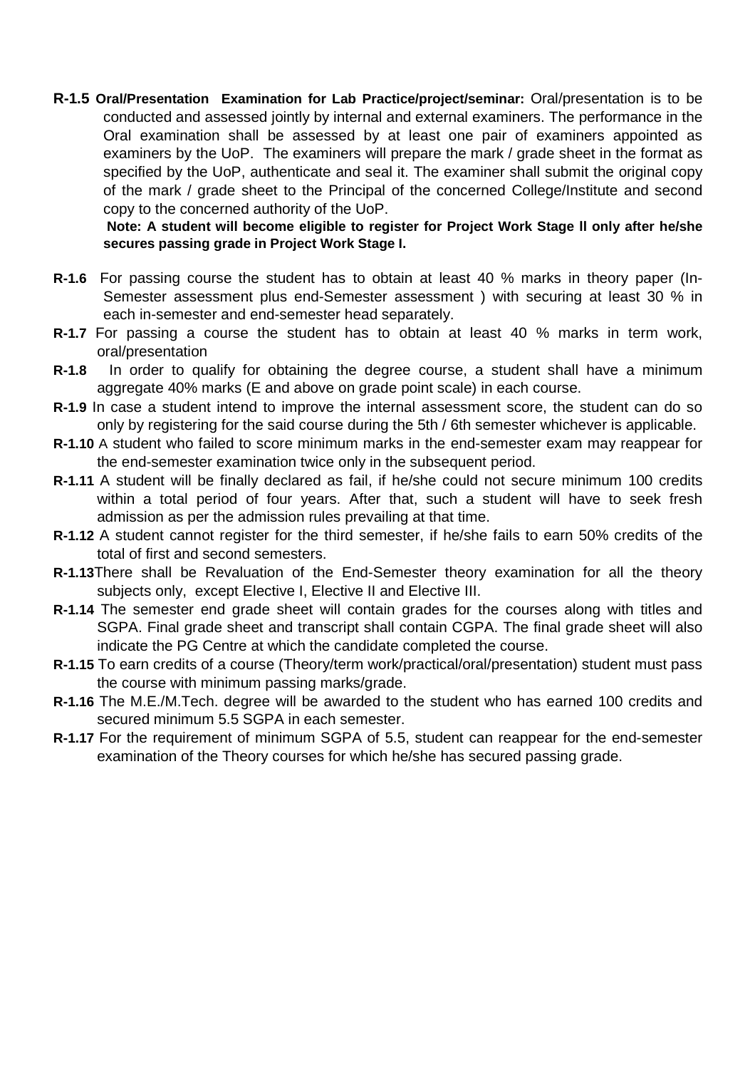**R-1.5** **Oral/Presentation Examination for Lab Practice/project/seminar:** Oral/presentation is to be conducted and assessed jointly by internal and external examiners. The performance in the Oral examination shall be assessed by at least one pair of examiners appointed as examiners by the UoP. The examiners will prepare the mark / grade sheet in the format as specified by the UoP, authenticate and seal it. The examiner shall submit the original copy of the mark / grade sheet to the Principal of the concerned College/Institute and second copy to the concerned authority of the UoP.

**Note: A student will become eligible to register for Project Work Stage II only after he/she secures passing grade in Project Work Stage I.**

**R-1.6** For passing course the student has to obtain at least 40 % marks in theory paper (In-Semester assessment plus end-Semester assessment ) with securing at least 30 % in each in-semester and end-semester head separately.

**R-1.7** For passing a course the student has to obtain at least 40 % marks in term work, oral/presentation

**R-1.8** In order to qualify for obtaining the degree course, a student shall have a minimum aggregate 40% marks (E and above on grade point scale) in each course.

**R-1.9** In case a student intend to improve the internal assessment score, the student can do so only by registering for the said course during the 5th / 6th semester whichever is applicable.

**R-1.10** A student who failed to score minimum marks in the end-semester exam may reappear for the end-semester examination twice only in the subsequent period.

**R-1.11** A student will be finally declared as fail, if he/she could not secure minimum 100 credits within a total period of four years. After that, such a student will have to seek fresh admission as per the admission rules prevailing at that time.

**R-1.12** A student cannot register for the third semester, if he/she fails to earn 50% credits of the total of first and second semesters.

**R-1.13** There shall be Revaluation of the End-Semester theory examination for all the theory subjects only, except Elective I, Elective II and Elective III.

**R-1.14** The semester end grade sheet will contain grades for the courses along with titles and SGPA. Final grade sheet and transcript shall contain CGPA. The final grade sheet will also indicate the PG Centre at which the candidate completed the course.

**R-1.15** To earn credits of a course (Theory/term work/practical/oral/presentation) student must pass the course with minimum passing marks/grade.

**R-1.16** The M.E./M.Tech. degree will be awarded to the student who has earned 100 credits and secured minimum 5.5 SGPA in each semester.

**R-1.17** For the requirement of minimum SGPA of 5.5, student can reappear for the end-semester examination of the Theory courses for which he/she has secured passing grade.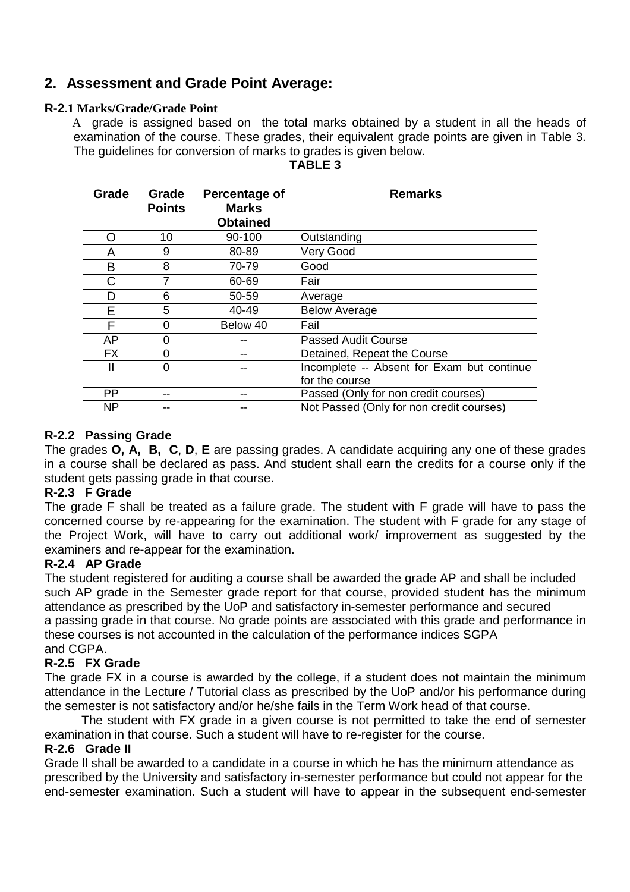## 2. Assessment and Grade Point Average:

**R-2.1 Marks/Grade/Grade Point**

A grade is assigned based on the total marks obtained by a student in all the heads of examination of the course. These grades, their equivalent grade points are given in Table 3. The guidelines for conversion of marks to grades is given below.

**TABLE 3**

| Grade | Grade Points | Percentage of Marks Obtained | Remarks |
|---|---|---|---|
| O | 10 | 90-100 | Outstanding |
| A | 9 | 80-89 | Very Good |
| B | 8 | 70-79 | Good |
| C | 7 | 60-69 | Fair |
| D | 6 | 50-59 | Average |
| E | 5 | 40-49 | Below Average |
| F | 0 | Below 40 | Fail |
| AP | 0 | -- | Passed Audit Course |
| FX | 0 | -- | Detained, Repeat the Course |
| II | 0 | -- | Incomplete -- Absent for Exam but continue for the course |
| PP | -- | -- | Passed (Only for non credit courses) |
| NP | -- | -- | Not Passed (Only for non credit courses) |

**R-2.2 Passing Grade**

The grades **O, A, B, C**, **D**, **E** are passing grades. A candidate acquiring any one of these grades in a course shall be declared as pass. And student shall earn the credits for a course only if the student gets passing grade in that course.

**R-2.3 F Grade**

The grade F shall be treated as a failure grade. The student with F grade will have to pass the concerned course by re-appearing for the examination. The student with F grade for any stage of the Project Work, will have to carry out additional work/ improvement as suggested by the examiners and re-appear for the examination.

**R-2.4 AP Grade**

The student registered for auditing a course shall be awarded the grade AP and shall be included such AP grade in the Semester grade report for that course, provided student has the minimum attendance as prescribed by the UoP and satisfactory in-semester performance and secured a passing grade in that course. No grade points are associated with this grade and performance in these courses is not accounted in the calculation of the performance indices SGPA and CGPA.

**R-2.5 FX Grade**

The grade FX in a course is awarded by the college, if a student does not maintain the minimum attendance in the Lecture / Tutorial class as prescribed by the UoP and/or his performance during the semester is not satisfactory and/or he/she fails in the Term Work head of that course.

The student with FX grade in a given course is not permitted to take the end of semester examination in that course. Such a student will have to re-register for the course.

**R-2.6 Grade II**

Grade ll shall be awarded to a candidate in a course in which he has the minimum attendance as prescribed by the University and satisfactory in-semester performance but could not appear for the end-semester examination. Such a student will have to appear in the subsequent end-semester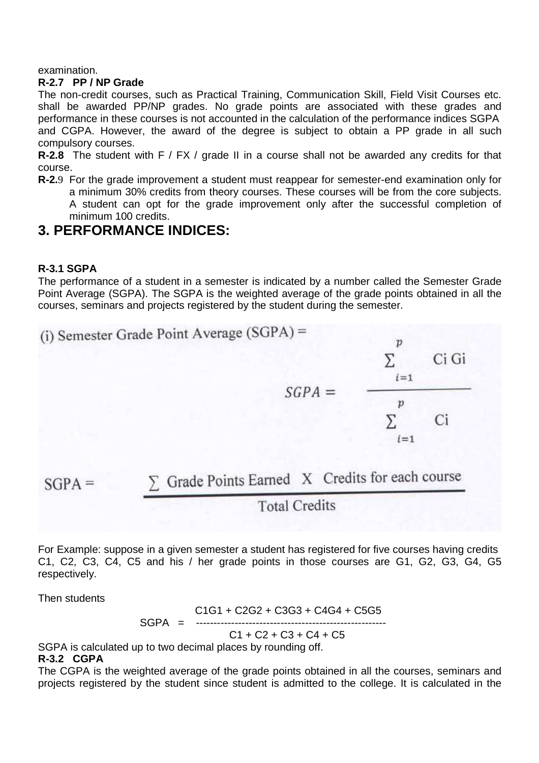examination.

**R-2.7 PP / NP Grade**

The non-credit courses, such as Practical Training, Communication Skill, Field Visit Courses etc. shall be awarded PP/NP grades. No grade points are associated with these grades and performance in these courses is not accounted in the calculation of the performance indices SGPA and CGPA. However, the award of the degree is subject to obtain a PP grade in all such compulsory courses.

**R-2.8** The student with F / FX / grade II in a course shall not be awarded any credits for that course.

**R-2.9** For the grade improvement a student must reappear for semester-end examination only for a minimum 30% credits from theory courses. These courses will be from the core subjects. A student can opt for the grade improvement only after the successful completion of minimum 100 credits.

# 3. PERFORMANCE INDICES:

**R-3.1 SGPA**

The performance of a student in a semester is indicated by a number called the Semester Grade Point Average (SGPA). The SGPA is the weighted average of the grade points obtained in all the courses, seminars and projects registered by the student during the semester.

(i) Semester Grade Point Average (SGPA) =

$$SGPA = \frac{\sum_{i=1}^{p} Ci\,Gi}{\sum_{i=1}^{p} Ci}$$

$$SGPA = \frac{\sum \text{Grade Points Earned} \times \text{Credits for each course}}{\text{Total Credits}}$$

For Example: suppose in a given semester a student has registered for five courses having credits C1, C2, C3, C4, C5 and his / her grade points in those courses are G1, G2, G3, G4, G5 respectively.

Then students

$$SGPA = \frac{C1G1 + C2G2 + C3G3 + C4G4 + C5G5}{C1 + C2 + C3 + C4 + C5}$$

SGPA is calculated up to two decimal places by rounding off.

**R-3.2 CGPA**

The CGPA is the weighted average of the grade points obtained in all the courses, seminars and projects registered by the student since student is admitted to the college. It is calculated in the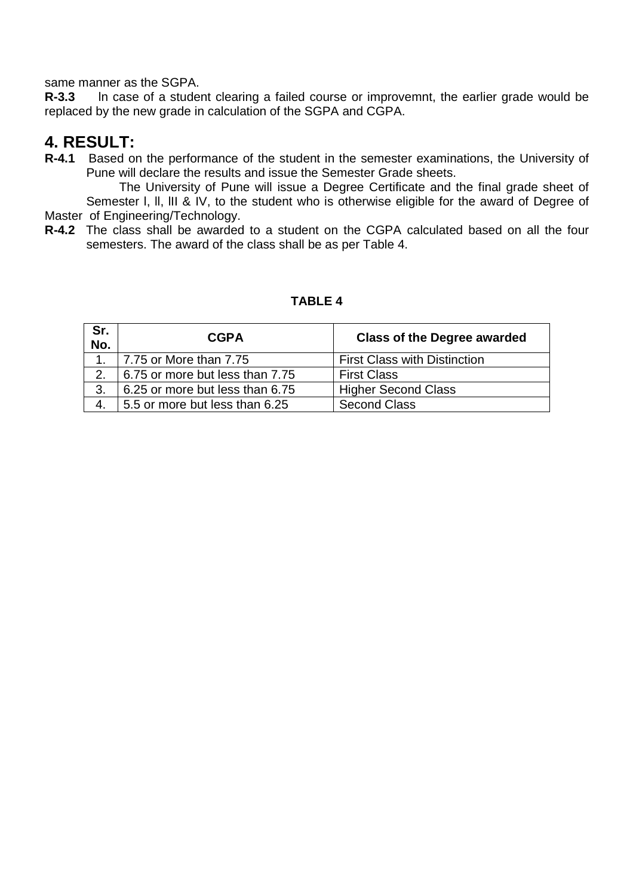same manner as the SGPA.

**R-3.3** In case of a student clearing a failed course or improvemnt, the earlier grade would be replaced by the new grade in calculation of the SGPA and CGPA.

## 4. RESULT:

**R-4.1** Based on the performance of the student in the semester examinations, the University of Pune will declare the results and issue the Semester Grade sheets.

The University of Pune will issue a Degree Certificate and the final grade sheet of Semester I, II, III & IV, to the student who is otherwise eligible for the award of Degree of Master of Engineering/Technology.

**R-4.2** The class shall be awarded to a student on the CGPA calculated based on all the four semesters. The award of the class shall be as per Table 4.

**TABLE 4**

| Sr. No. | CGPA | Class of the Degree awarded |
|---|---|---|
| 1. | 7.75 or More than 7.75 | First Class with Distinction |
| 2. | 6.75 or more but less than 7.75 | First Class |
| 3. | 6.25 or more but less than 6.75 | Higher Second Class |
| 4. | 5.5 or more but less than 6.25 | Second Class |